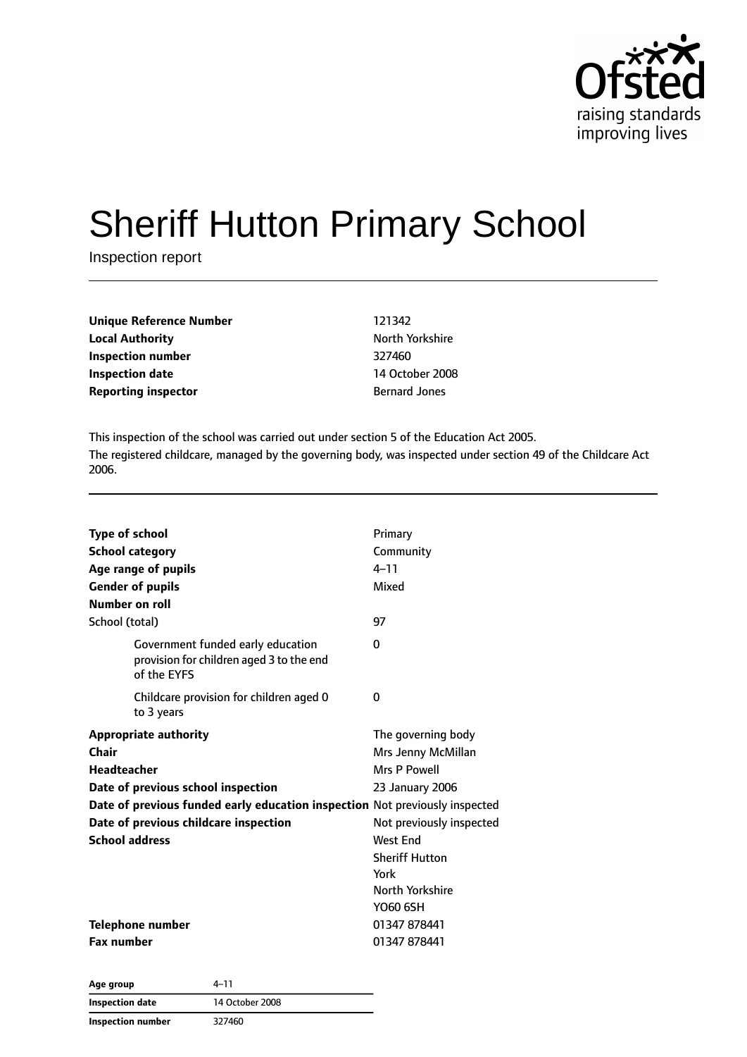# Sheriff Hutton Primary School

Inspection report

| | |
|---|---|
| **Unique Reference Number** | 121342 |
| **Local Authority** | North Yorkshire |
| **Inspection number** | 327460 |
| **Inspection date** | 14 October 2008 |
| **Reporting inspector** | Bernard Jones |

This inspection of the school was carried out under section 5 of the Education Act 2005.

The registered childcare, managed by the governing body, was inspected under section 49 of the Childcare Act 2006.

| | |
|---|---|
| **Type of school** | Primary |
| **School category** | Community |
| **Age range of pupils** | 4–11 |
| **Gender of pupils** | Mixed |
| **Number on roll** | |
| School (total) | 97 |
| Government funded early education provision for children aged 3 to the end of the EYFS | 0 |
| Childcare provision for children aged 0 to 3 years | 0 |
| **Appropriate authority** | The governing body |
| **Chair** | Mrs Jenny McMillan |
| **Headteacher** | Mrs P Powell |
| **Date of previous school inspection** | 23 January 2006 |
| **Date of previous funded early education inspection** | Not previously inspected |
| **Date of previous childcare inspection** | Not previously inspected |
| **School address** | West End<br>Sheriff Hutton<br>York<br>North Yorkshire<br>YO60 6SH |
| **Telephone number** | 01347 878441 |
| **Fax number** | 01347 878441 |

| | |
|---|---|
| **Age group** | 4–11 |
| **Inspection date** | 14 October 2008 |
| **Inspection number** | 327460 |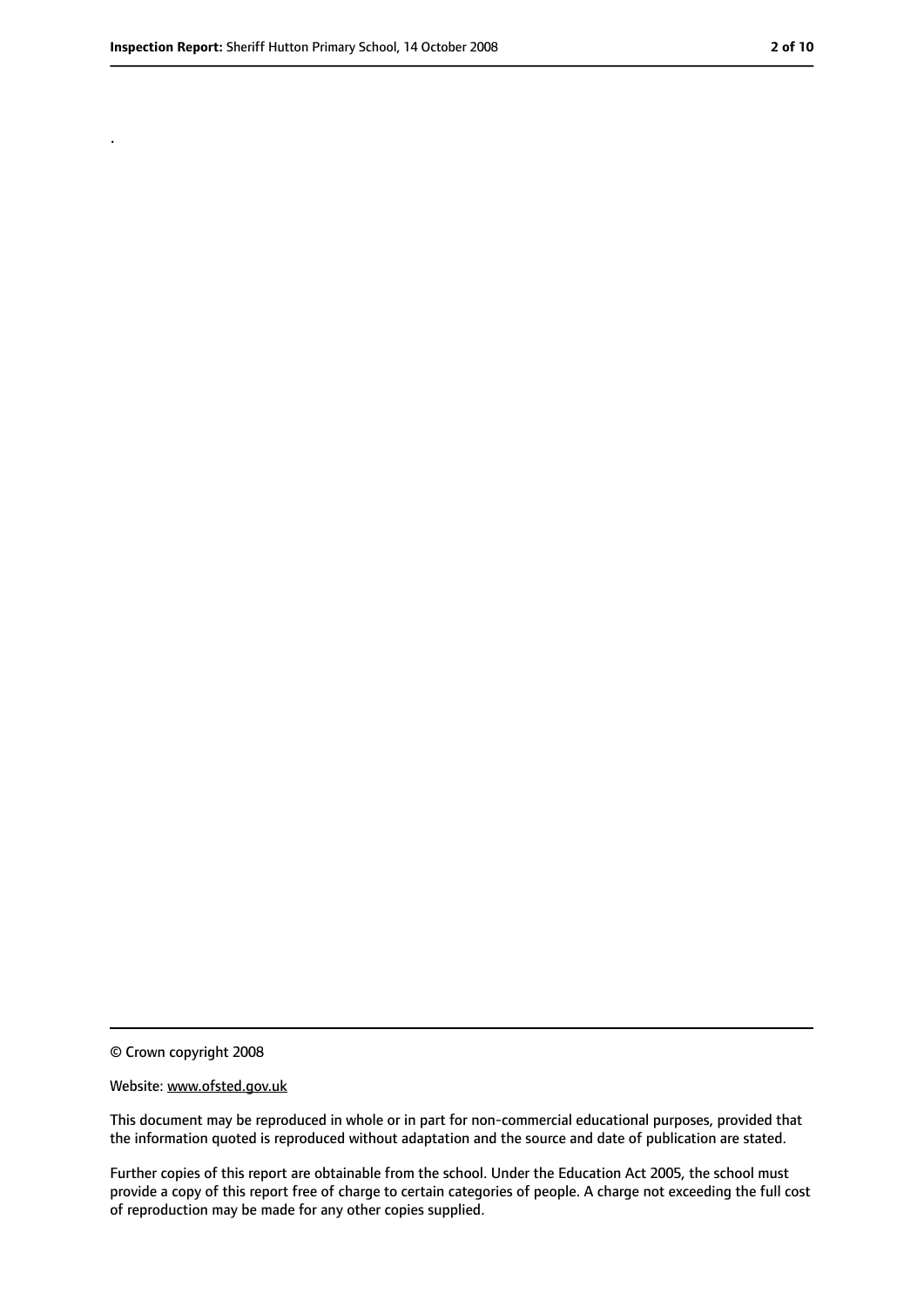.

© Crown copyright 2008

Website: www.ofsted.gov.uk

This document may be reproduced in whole or in part for non-commercial educational purposes, provided that the information quoted is reproduced without adaptation and the source and date of publication are stated.

Further copies of this report are obtainable from the school. Under the Education Act 2005, the school must provide a copy of this report free of charge to certain categories of people. A charge not exceeding the full cost of reproduction may be made for any other copies supplied.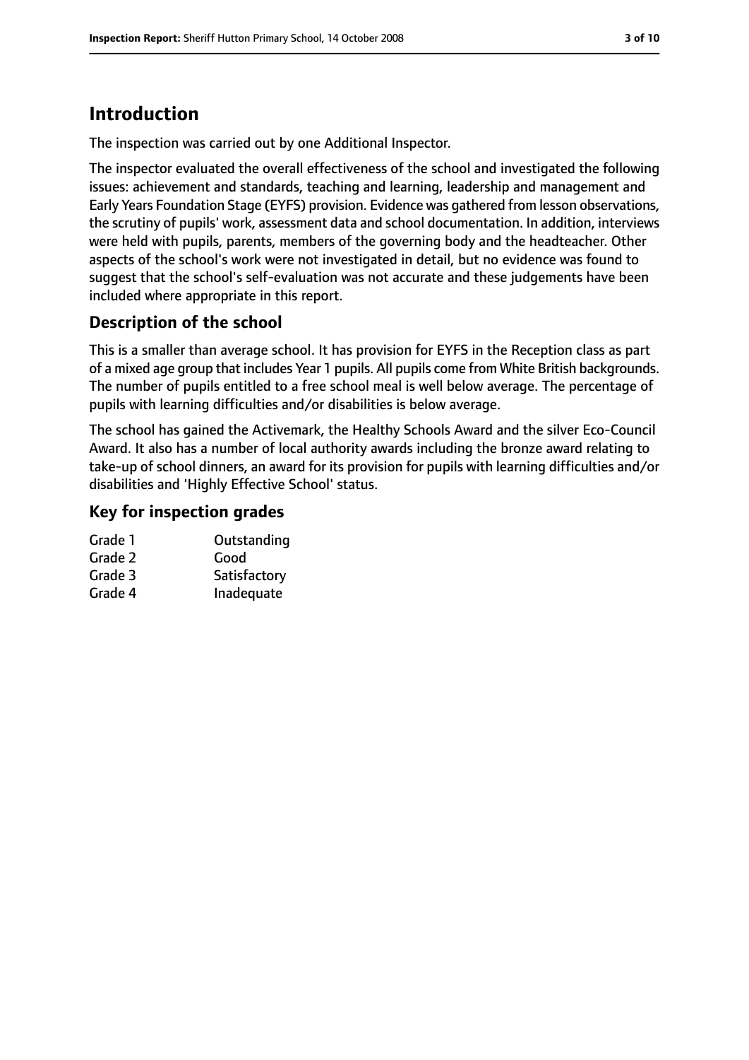# Introduction

The inspection was carried out by one Additional Inspector.

The inspector evaluated the overall effectiveness of the school and investigated the following issues: achievement and standards, teaching and learning, leadership and management and Early Years Foundation Stage (EYFS) provision. Evidence was gathered from lesson observations, the scrutiny of pupils' work, assessment data and school documentation. In addition, interviews were held with pupils, parents, members of the governing body and the headteacher. Other aspects of the school's work were not investigated in detail, but no evidence was found to suggest that the school's self-evaluation was not accurate and these judgements have been included where appropriate in this report.

## Description of the school

This is a smaller than average school. It has provision for EYFS in the Reception class as part of a mixed age group that includes Year 1 pupils. All pupils come from White British backgrounds. The number of pupils entitled to a free school meal is well below average. The percentage of pupils with learning difficulties and/or disabilities is below average.

The school has gained the Activemark, the Healthy Schools Award and the silver Eco-Council Award. It also has a number of local authority awards including the bronze award relating to take-up of school dinners, an award for its provision for pupils with learning difficulties and/or disabilities and 'Highly Effective School' status.

## Key for inspection grades

| | |
|---|---|
| Grade 1 | Outstanding |
| Grade 2 | Good |
| Grade 3 | Satisfactory |
| Grade 4 | Inadequate |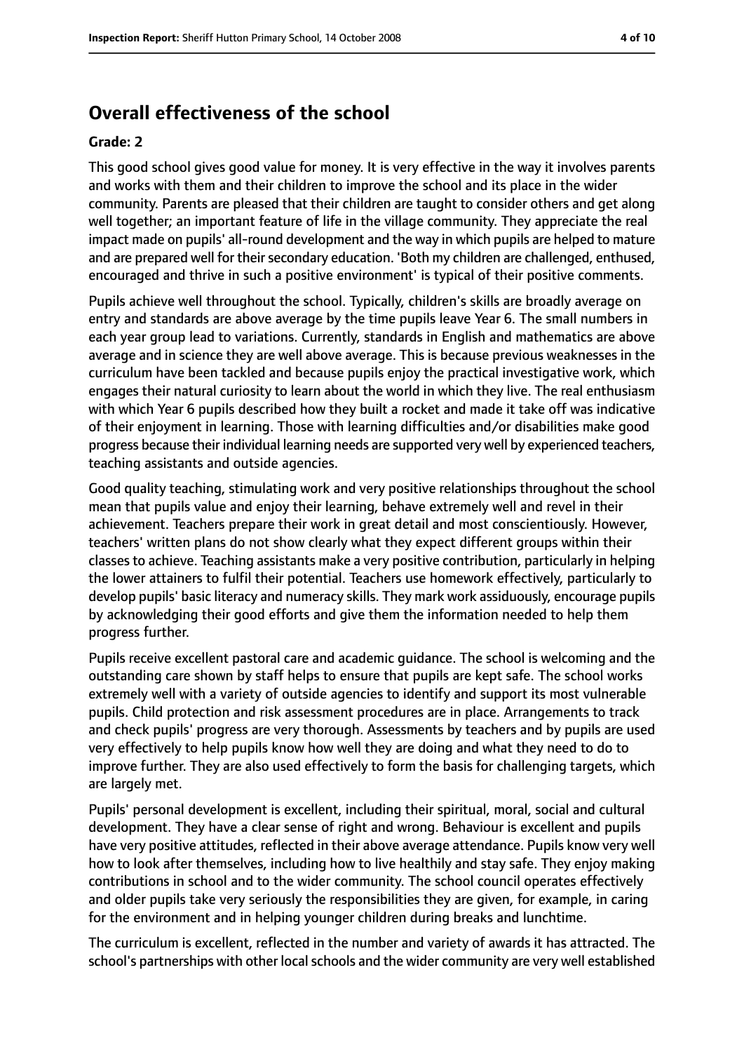## Overall effectiveness of the school

### Grade: 2

This good school gives good value for money. It is very effective in the way it involves parents and works with them and their children to improve the school and its place in the wider community. Parents are pleased that their children are taught to consider others and get along well together; an important feature of life in the village community. They appreciate the real impact made on pupils' all-round development and the way in which pupils are helped to mature and are prepared well for their secondary education. 'Both my children are challenged, enthused, encouraged and thrive in such a positive environment' is typical of their positive comments.

Pupils achieve well throughout the school. Typically, children's skills are broadly average on entry and standards are above average by the time pupils leave Year 6. The small numbers in each year group lead to variations. Currently, standards in English and mathematics are above average and in science they are well above average. This is because previous weaknesses in the curriculum have been tackled and because pupils enjoy the practical investigative work, which engages their natural curiosity to learn about the world in which they live. The real enthusiasm with which Year 6 pupils described how they built a rocket and made it take off was indicative of their enjoyment in learning. Those with learning difficulties and/or disabilities make good progress because their individual learning needs are supported very well by experienced teachers, teaching assistants and outside agencies.

Good quality teaching, stimulating work and very positive relationships throughout the school mean that pupils value and enjoy their learning, behave extremely well and revel in their achievement. Teachers prepare their work in great detail and most conscientiously. However, teachers' written plans do not show clearly what they expect different groups within their classes to achieve. Teaching assistants make a very positive contribution, particularly in helping the lower attainers to fulfil their potential. Teachers use homework effectively, particularly to develop pupils' basic literacy and numeracy skills. They mark work assiduously, encourage pupils by acknowledging their good efforts and give them the information needed to help them progress further.

Pupils receive excellent pastoral care and academic guidance. The school is welcoming and the outstanding care shown by staff helps to ensure that pupils are kept safe. The school works extremely well with a variety of outside agencies to identify and support its most vulnerable pupils. Child protection and risk assessment procedures are in place. Arrangements to track and check pupils' progress are very thorough. Assessments by teachers and by pupils are used very effectively to help pupils know how well they are doing and what they need to do to improve further. They are also used effectively to form the basis for challenging targets, which are largely met.

Pupils' personal development is excellent, including their spiritual, moral, social and cultural development. They have a clear sense of right and wrong. Behaviour is excellent and pupils have very positive attitudes, reflected in their above average attendance. Pupils know very well how to look after themselves, including how to live healthily and stay safe. They enjoy making contributions in school and to the wider community. The school council operates effectively and older pupils take very seriously the responsibilities they are given, for example, in caring for the environment and in helping younger children during breaks and lunchtime.

The curriculum is excellent, reflected in the number and variety of awards it has attracted. The school's partnerships with other local schools and the wider community are very well established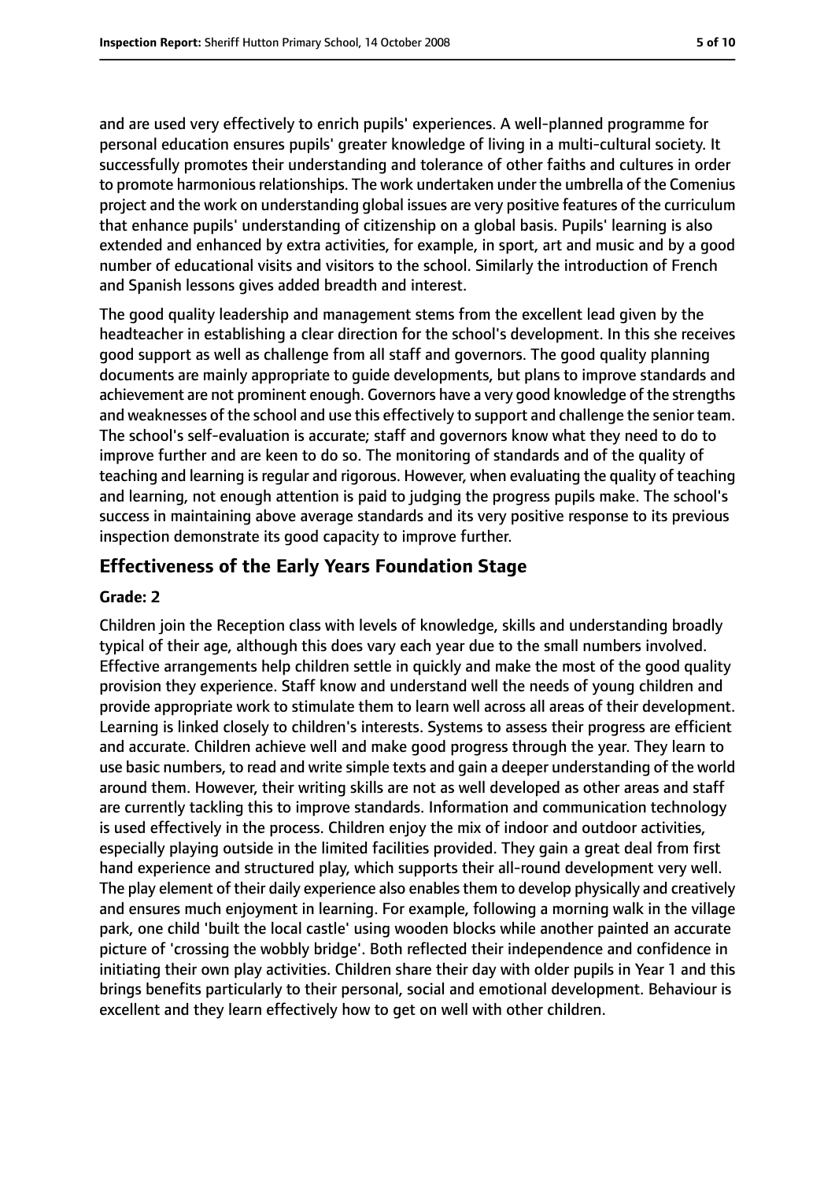and are used very effectively to enrich pupils' experiences. A well-planned programme for personal education ensures pupils' greater knowledge of living in a multi-cultural society. It successfully promotes their understanding and tolerance of other faiths and cultures in order to promote harmonious relationships. The work undertaken under the umbrella of the Comenius project and the work on understanding global issues are very positive features of the curriculum that enhance pupils' understanding of citizenship on a global basis. Pupils' learning is also extended and enhanced by extra activities, for example, in sport, art and music and by a good number of educational visits and visitors to the school. Similarly the introduction of French and Spanish lessons gives added breadth and interest.

The good quality leadership and management stems from the excellent lead given by the headteacher in establishing a clear direction for the school's development. In this she receives good support as well as challenge from all staff and governors. The good quality planning documents are mainly appropriate to guide developments, but plans to improve standards and achievement are not prominent enough. Governors have a very good knowledge of the strengths and weaknesses of the school and use this effectively to support and challenge the senior team. The school's self-evaluation is accurate; staff and governors know what they need to do to improve further and are keen to do so. The monitoring of standards and of the quality of teaching and learning is regular and rigorous. However, when evaluating the quality of teaching and learning, not enough attention is paid to judging the progress pupils make. The school's success in maintaining above average standards and its very positive response to its previous inspection demonstrate its good capacity to improve further.

## Effectiveness of the Early Years Foundation Stage

### Grade: 2

Children join the Reception class with levels of knowledge, skills and understanding broadly typical of their age, although this does vary each year due to the small numbers involved. Effective arrangements help children settle in quickly and make the most of the good quality provision they experience. Staff know and understand well the needs of young children and provide appropriate work to stimulate them to learn well across all areas of their development. Learning is linked closely to children's interests. Systems to assess their progress are efficient and accurate. Children achieve well and make good progress through the year. They learn to use basic numbers, to read and write simple texts and gain a deeper understanding of the world around them. However, their writing skills are not as well developed as other areas and staff are currently tackling this to improve standards. Information and communication technology is used effectively in the process. Children enjoy the mix of indoor and outdoor activities, especially playing outside in the limited facilities provided. They gain a great deal from first hand experience and structured play, which supports their all-round development very well. The play element of their daily experience also enables them to develop physically and creatively and ensures much enjoyment in learning. For example, following a morning walk in the village park, one child 'built the local castle' using wooden blocks while another painted an accurate picture of 'crossing the wobbly bridge'. Both reflected their independence and confidence in initiating their own play activities. Children share their day with older pupils in Year 1 and this brings benefits particularly to their personal, social and emotional development. Behaviour is excellent and they learn effectively how to get on well with other children.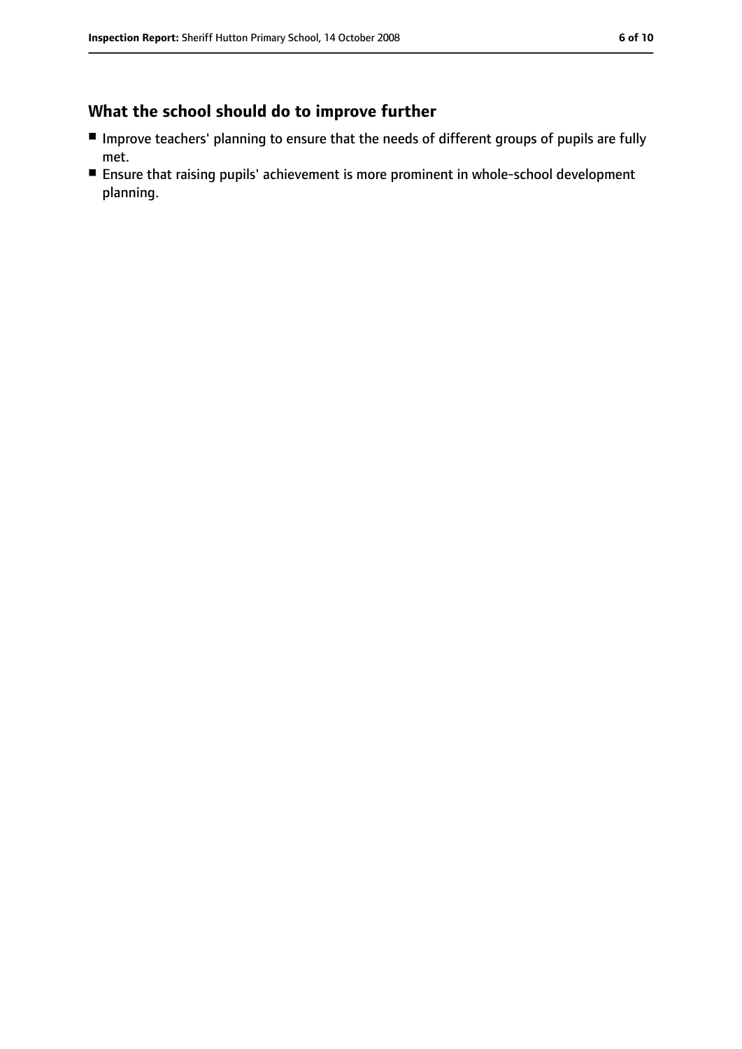## What the school should do to improve further

- Improve teachers' planning to ensure that the needs of different groups of pupils are fully met.
- Ensure that raising pupils' achievement is more prominent in whole-school development planning.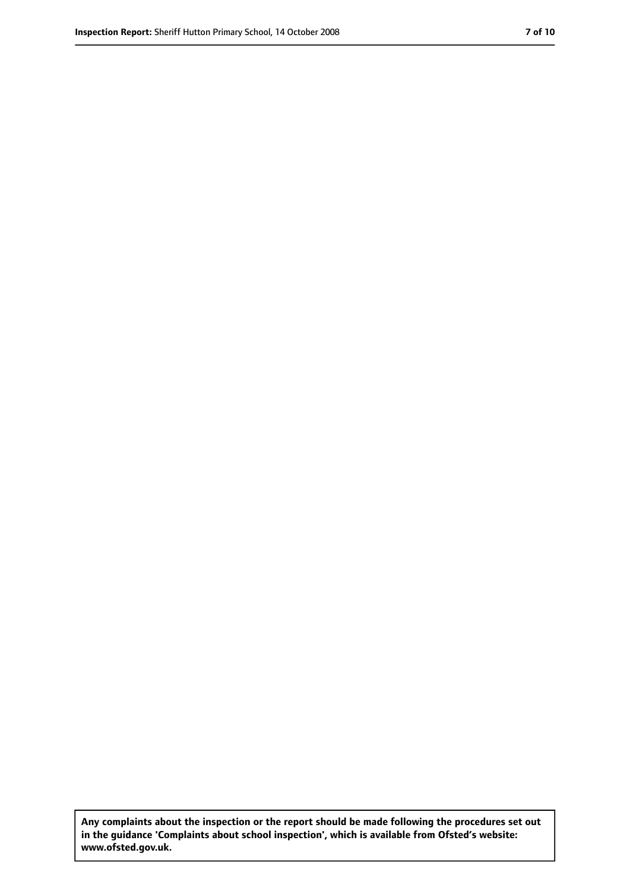**Any complaints about the inspection or the report should be made following the procedures set out in the guidance 'Complaints about school inspection', which is available from Ofsted's website: www.ofsted.gov.uk.**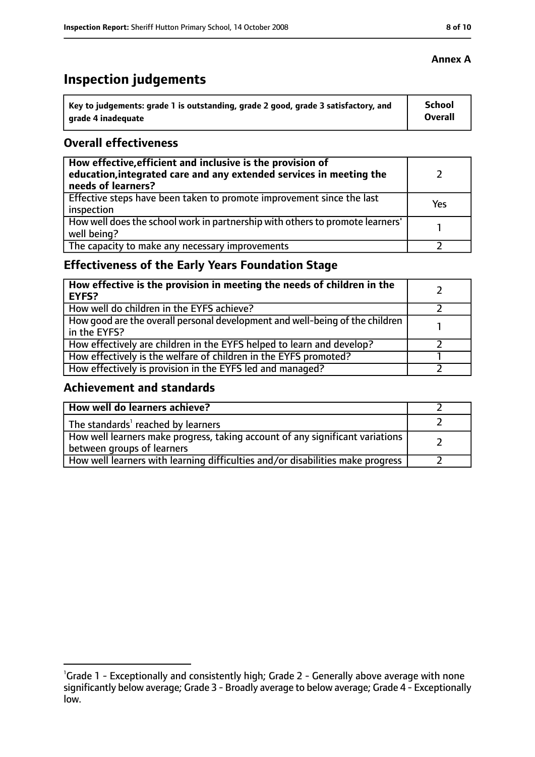**Annex A**

# Inspection judgements

| Key to judgements: grade 1 is outstanding, grade 2 good, grade 3 satisfactory, and grade 4 inadequate | School Overall |
|---|---|

## Overall effectiveness

| | |
|---|---|
| **How effective, efficient and inclusive is the provision of education, integrated care and any extended services in meeting the needs of learners?** | 2 |
| Effective steps have been taken to promote improvement since the last inspection | Yes |
| How well does the school work in partnership with others to promote learners' well being? | 1 |
| The capacity to make any necessary improvements | 2 |

## Effectiveness of the Early Years Foundation Stage

| | |
|---|---|
| **How effective is the provision in meeting the needs of children in the EYFS?** | 2 |
| How well do children in the EYFS achieve? | 2 |
| How good are the overall personal development and well-being of the children in the EYFS? | 1 |
| How effectively are children in the EYFS helped to learn and develop? | 2 |
| How effectively is the welfare of children in the EYFS promoted? | 1 |
| How effectively is provision in the EYFS led and managed? | 2 |

## Achievement and standards

| | |
|---|---|
| **How well do learners achieve?** | 2 |
| The standards[1] reached by learners | 2 |
| How well learners make progress, taking account of any significant variations between groups of learners | 2 |
| How well learners with learning difficulties and/or disabilities make progress | 2 |

[1]Grade 1 - Exceptionally and consistently high; Grade 2 - Generally above average with none significantly below average; Grade 3 - Broadly average to below average; Grade 4 - Exceptionally low.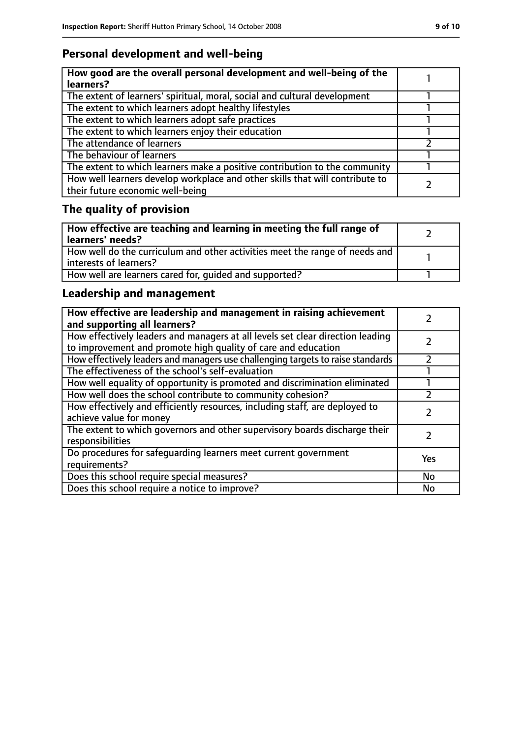## Personal development and well-being

| How good are the overall personal development and well-being of the learners? | 1 |
|---|---|
| The extent of learners' spiritual, moral, social and cultural development | 1 |
| The extent to which learners adopt healthy lifestyles | 1 |
| The extent to which learners adopt safe practices | 1 |
| The extent to which learners enjoy their education | 1 |
| The attendance of learners | 2 |
| The behaviour of learners | 1 |
| The extent to which learners make a positive contribution to the community | 1 |
| How well learners develop workplace and other skills that will contribute to their future economic well-being | 2 |

## The quality of provision

| How effective are teaching and learning in meeting the full range of learners' needs? | 2 |
|---|---|
| How well do the curriculum and other activities meet the range of needs and interests of learners? | 1 |
| How well are learners cared for, guided and supported? | 1 |

## Leadership and management

| How effective are leadership and management in raising achievement and supporting all learners? | 2 |
|---|---|
| How effectively leaders and managers at all levels set clear direction leading to improvement and promote high quality of care and education | 2 |
| How effectively leaders and managers use challenging targets to raise standards | 2 |
| The effectiveness of the school's self-evaluation | 1 |
| How well equality of opportunity is promoted and discrimination eliminated | 1 |
| How well does the school contribute to community cohesion? | 2 |
| How effectively and efficiently resources, including staff, are deployed to achieve value for money | 2 |
| The extent to which governors and other supervisory boards discharge their responsibilities | 2 |
| Do procedures for safeguarding learners meet current government requirements? | Yes |
| Does this school require special measures? | No |
| Does this school require a notice to improve? | No |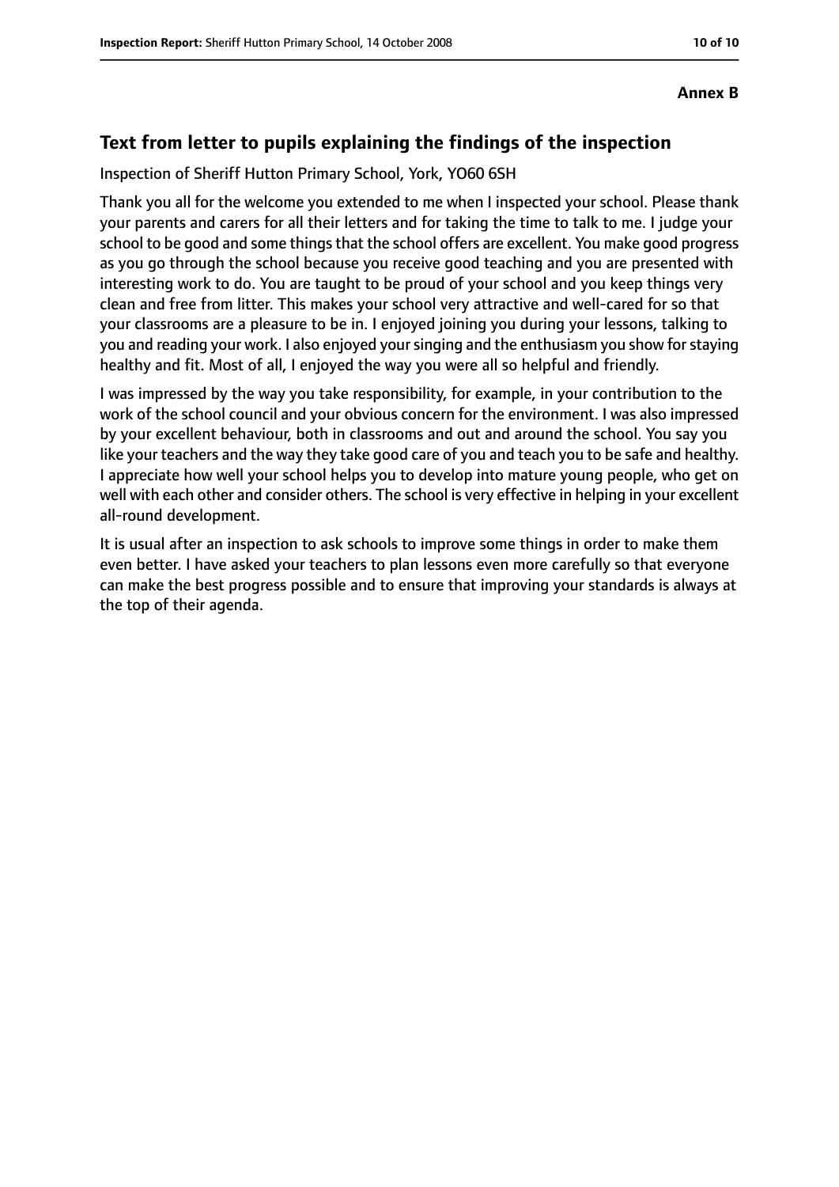**Annex B**

## Text from letter to pupils explaining the findings of the inspection

Inspection of Sheriff Hutton Primary School, York, YO60 6SH

Thank you all for the welcome you extended to me when I inspected your school. Please thank your parents and carers for all their letters and for taking the time to talk to me. I judge your school to be good and some things that the school offers are excellent. You make good progress as you go through the school because you receive good teaching and you are presented with interesting work to do. You are taught to be proud of your school and you keep things very clean and free from litter. This makes your school very attractive and well-cared for so that your classrooms are a pleasure to be in. I enjoyed joining you during your lessons, talking to you and reading your work. I also enjoyed your singing and the enthusiasm you show for staying healthy and fit. Most of all, I enjoyed the way you were all so helpful and friendly.

I was impressed by the way you take responsibility, for example, in your contribution to the work of the school council and your obvious concern for the environment. I was also impressed by your excellent behaviour, both in classrooms and out and around the school. You say you like your teachers and the way they take good care of you and teach you to be safe and healthy. I appreciate how well your school helps you to develop into mature young people, who get on well with each other and consider others. The school is very effective in helping in your excellent all-round development.

It is usual after an inspection to ask schools to improve some things in order to make them even better. I have asked your teachers to plan lessons even more carefully so that everyone can make the best progress possible and to ensure that improving your standards is always at the top of their agenda.